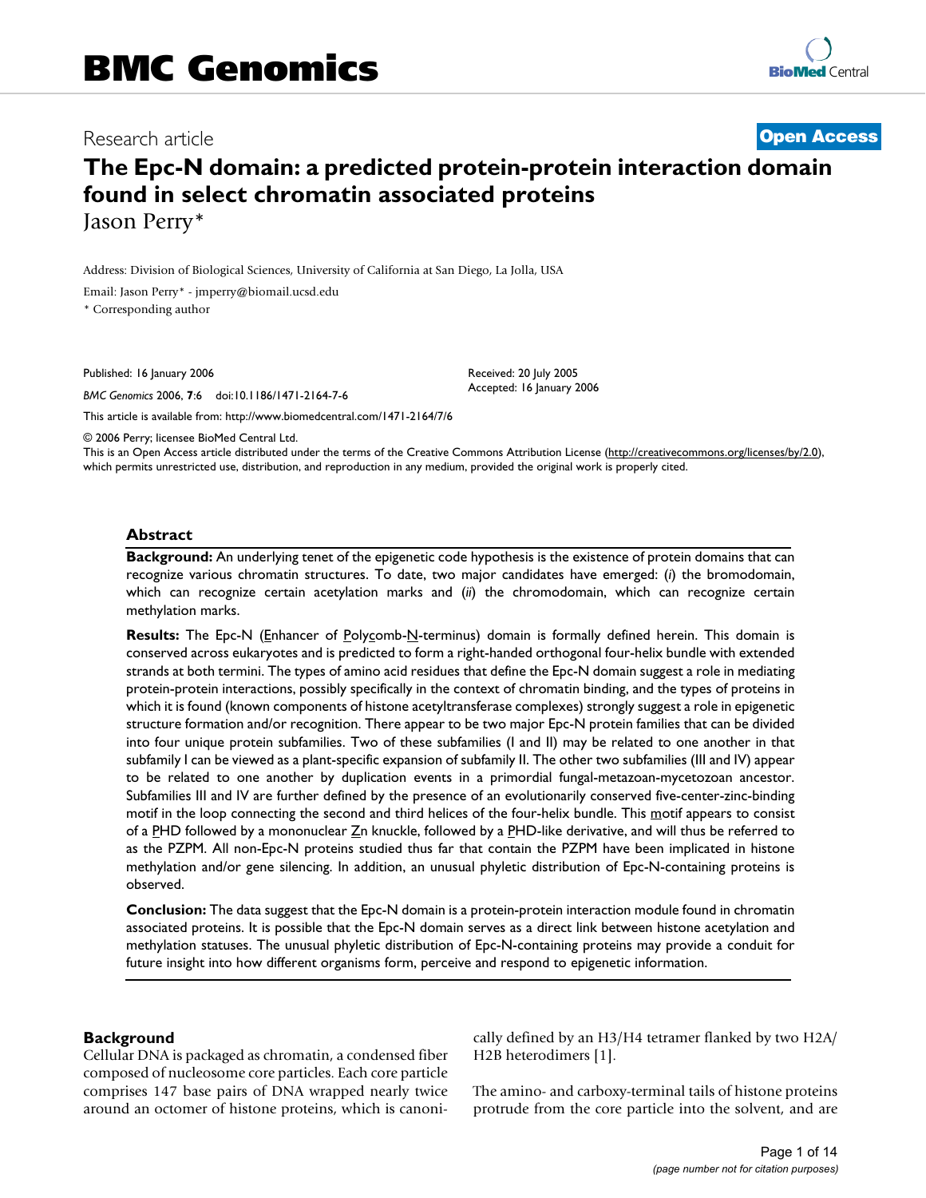# BMC Genomics

Research article

**Open Access**

# The Epc-N domain: a predicted protein-protein interaction domain found in select chromatin associated proteins

Jason Perry*

Address: Division of Biological Sciences, University of California at San Diego, La Jolla, USA

Email: Jason Perry* - jmperry@biomail.ucsd.edu

\* Corresponding author

Published: 16 January 2006

*BMC Genomics* 2006, **7**:6 doi:10.1186/1471-2164-7-6

Received: 20 July 2005
Accepted: 16 January 2006

This article is available from: http://www.biomedcentral.com/1471-2164/7/6

© 2006 Perry; licensee BioMed Central Ltd.
This is an Open Access article distributed under the terms of the Creative Commons Attribution License (http://creativecommons.org/licenses/by/2.0), which permits unrestricted use, distribution, and reproduction in any medium, provided the original work is properly cited.

## Abstract

**Background:** An underlying tenet of the epigenetic code hypothesis is the existence of protein domains that can recognize various chromatin structures. To date, two major candidates have emerged: (*i*) the bromodomain, which can recognize certain acetylation marks and (*ii*) the chromodomain, which can recognize certain methylation marks.

**Results:** The Epc-N (Enhancer of Polycomb-N-terminus) domain is formally defined herein. This domain is conserved across eukaryotes and is predicted to form a right-handed orthogonal four-helix bundle with extended strands at both termini. The types of amino acid residues that define the Epc-N domain suggest a role in mediating protein-protein interactions, possibly specifically in the context of chromatin binding, and the types of proteins in which it is found (known components of histone acetyltransferase complexes) strongly suggest a role in epigenetic structure formation and/or recognition. There appear to be two major Epc-N protein families that can be divided into four unique protein subfamilies. Two of these subfamilies (I and II) may be related to one another in that subfamily I can be viewed as a plant-specific expansion of subfamily II. The other two subfamilies (III and IV) appear to be related to one another by duplication events in a primordial fungal-metazoan-mycetozoan ancestor. Subfamilies III and IV are further defined by the presence of an evolutionarily conserved five-center-zinc-binding motif in the loop connecting the second and third helices of the four-helix bundle. This motif appears to consist of a PHD followed by a mononuclear Zn knuckle, followed by a PHD-like derivative, and will thus be referred to as the PZPM. All non-Epc-N proteins studied thus far that contain the PZPM have been implicated in histone methylation and/or gene silencing. In addition, an unusual phyletic distribution of Epc-N-containing proteins is observed.

**Conclusion:** The data suggest that the Epc-N domain is a protein-protein interaction module found in chromatin associated proteins. It is possible that the Epc-N domain serves as a direct link between histone acetylation and methylation statuses. The unusual phyletic distribution of Epc-N-containing proteins may provide a conduit for future insight into how different organisms form, perceive and respond to epigenetic information.

## Background

Cellular DNA is packaged as chromatin, a condensed fiber composed of nucleosome core particles. Each core particle comprises 147 base pairs of DNA wrapped nearly twice around an octomer of histone proteins, which is canonically defined by an H3/H4 tetramer flanked by two H2A/H2B heterodimers [1].

The amino- and carboxy-terminal tails of histone proteins protrude from the core particle into the solvent, and are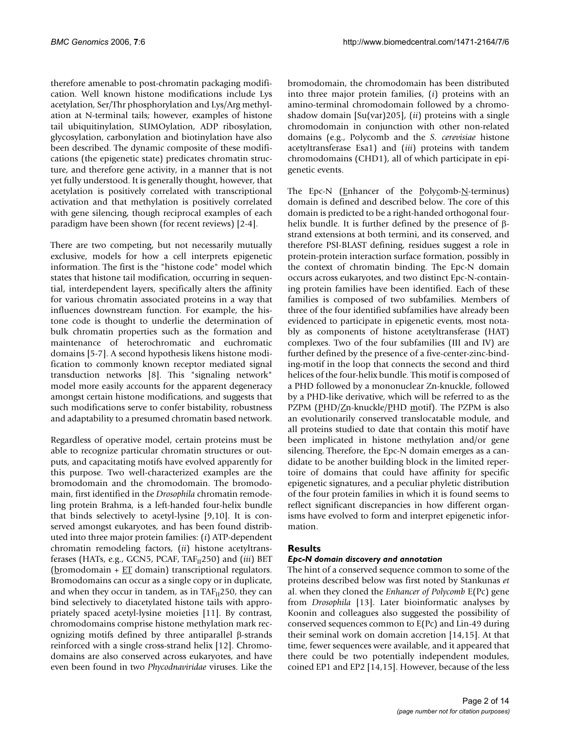therefore amenable to post-chromatin packaging modification. Well known histone modifications include Lys acetylation, Ser/Thr phosphorylation and Lys/Arg methylation at N-terminal tails; however, examples of histone tail ubiquitinylation, SUMOylation, ADP ribosylation, glycosylation, carbonylation and biotinylation have also been described. The dynamic composite of these modifications (the epigenetic state) predicates chromatin structure, and therefore gene activity, in a manner that is not yet fully understood. It is generally thought, however, that acetylation is positively correlated with transcriptional activation and that methylation is positively correlated with gene silencing, though reciprocal examples of each paradigm have been shown (for recent reviews) [2-4].

There are two competing, but not necessarily mutually exclusive, models for how a cell interprets epigenetic information. The first is the "histone code" model which states that histone tail modification, occurring in sequential, interdependent layers, specifically alters the affinity for various chromatin associated proteins in a way that influences downstream function. For example, the histone code is thought to underlie the determination of bulk chromatin properties such as the formation and maintenance of heterochromatic and euchromatic domains [5-7]. A second hypothesis likens histone modification to commonly known receptor mediated signal transduction networks [8]. This "signaling network" model more easily accounts for the apparent degeneracy amongst certain histone modifications, and suggests that such modifications serve to confer bistability, robustness and adaptability to a presumed chromatin based network.

Regardless of operative model, certain proteins must be able to recognize particular chromatin structures or outputs, and capacitating motifs have evolved apparently for this purpose. Two well-characterized examples are the bromodomain and the chromodomain. The bromodomain, first identified in the *Drosophila* chromatin remodeling protein Brahma, is a left-handed four-helix bundle that binds selectively to acetyl-lysine [9,10]. It is conserved amongst eukaryotes, and has been found distributed into three major protein families: (*i*) ATP-dependent chromatin remodeling factors, (*ii*) histone acetyltransferases (HATs, e.g., GCN5, PCAF, $TAF_{II}250$) and (*iii*) BET (bromodomain + ET domain) transcriptional regulators. Bromodomains can occur as a single copy or in duplicate, and when they occur in tandem, as in $TAF_{II}250$, they can bind selectively to diacetylated histone tails with appropriately spaced acetyl-lysine moieties [11]. By contrast, chromodomains comprise histone methylation mark recognizing motifs defined by three antiparallel β-strands reinforced with a single cross-strand helix [12]. Chromodomains are also conserved across eukaryotes, and have even been found in two *Phycodnaviridae* viruses. Like the bromodomain, the chromodomain has been distributed into three major protein families, (*i*) proteins with an amino-terminal chromodomain followed by a chromoshadow domain [Su(var)205], (*ii*) proteins with a single chromodomain in conjunction with other non-related domains (e.g., Polycomb and the *S. cerevisiae* histone acetyltransferase Esa1) and (*iii*) proteins with tandem chromodomains (CHD1), all of which participate in epigenetic events.

The Epc-N (Enhancer of the Polycomb-N-terminus) domain is defined and described below. The core of this domain is predicted to be a right-handed orthogonal four-helix bundle. It is further defined by the presence of β-strand extensions at both termini, and its conserved, and therefore PSI-BLAST defining, residues suggest a role in protein-protein interaction surface formation, possibly in the context of chromatin binding. The Epc-N domain occurs across eukaryotes, and two distinct Epc-N-containing protein families have been identified. Each of these families is composed of two subfamilies. Members of three of the four identified subfamilies have already been evidenced to participate in epigenetic events, most notably as components of histone acetyltransferase (HAT) complexes. Two of the four subfamilies (III and IV) are further defined by the presence of a five-center-zinc-binding-motif in the loop that connects the second and third helices of the four-helix bundle. This motif is composed of a PHD followed by a mononuclear Zn-knuckle, followed by a PHD-like derivative, which will be referred to as the PZPM (PHD/Zn-knuckle/PHD motif). The PZPM is also an evolutionarily conserved translocatable module, and all proteins studied to date that contain this motif have been implicated in histone methylation and/or gene silencing. Therefore, the Epc-N domain emerges as a candidate to be another building block in the limited repertoire of domains that could have affinity for specific epigenetic signatures, and a peculiar phyletic distribution of the four protein families in which it is found seems to reflect significant discrepancies in how different organisms have evolved to form and interpret epigenetic information.

## Results

### *Epc-N domain discovery and annotation*

The hint of a conserved sequence common to some of the proteins described below was first noted by Stankunas *et* al. when they cloned the *Enhancer of Polycomb* E(Pc) gene from *Drosophila* [13]. Later bioinformatic analyses by Koonin and colleagues also suggested the possibility of conserved sequences common to E(Pc) and Lin-49 during their seminal work on domain accretion [14,15]. At that time, fewer sequences were available, and it appeared that there could be two potentially independent modules, coined EP1 and EP2 [14,15]. However, because of the less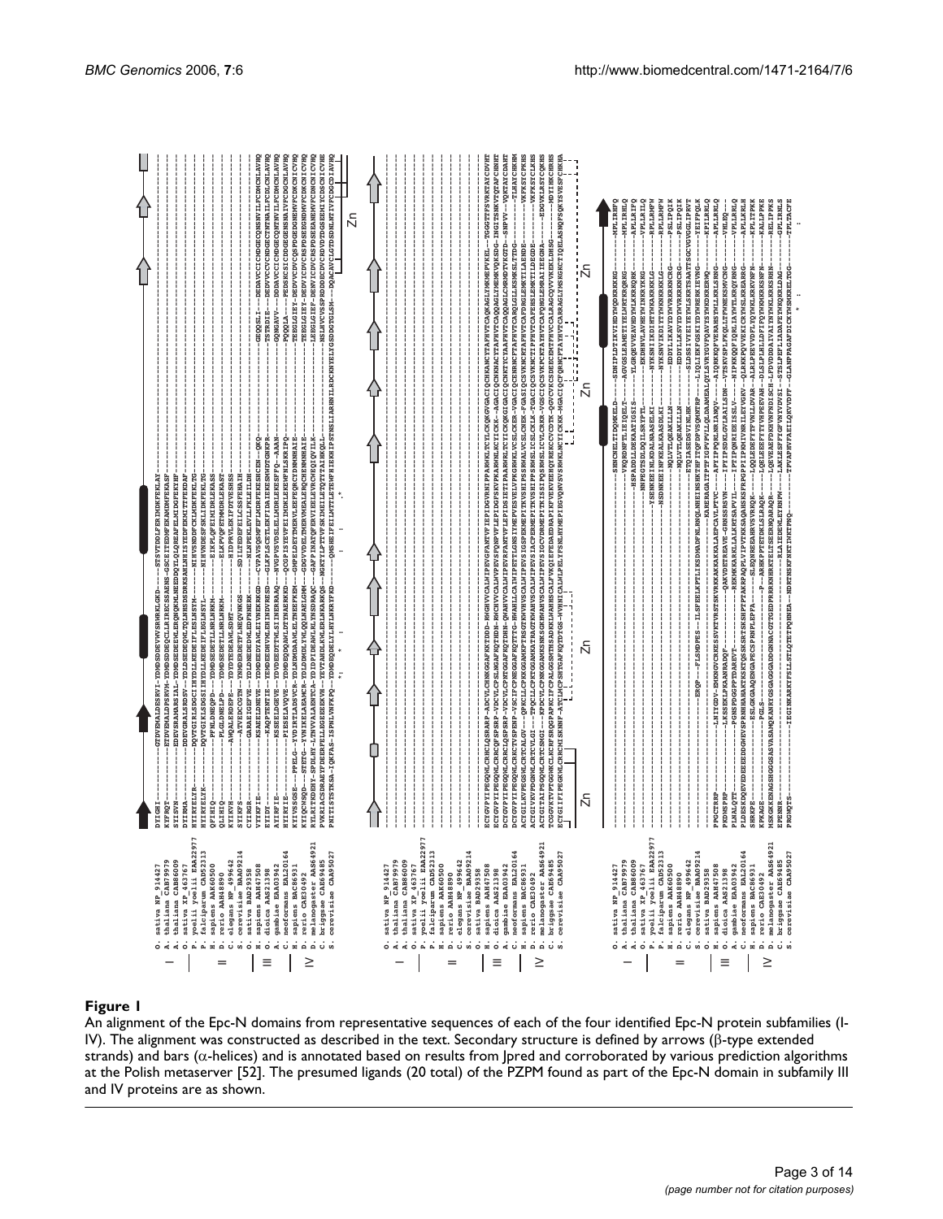**Figure 1**

An alignment of the Epc-N domains from representative sequences of each of the four identified Epc-N protein subfamilies (I-IV). The alignment was constructed as described in the text. Secondary structure is defined by arrows (β-type extended strands) and bars (α-helices) and is annotated based on results from Jpred and corroborated by various prediction algorithms at the Polish metaserver [52]. The presumed ligands (20 total) of the PZPM found as part of the Epc-N domain in subfamily III and IV proteins are as shown.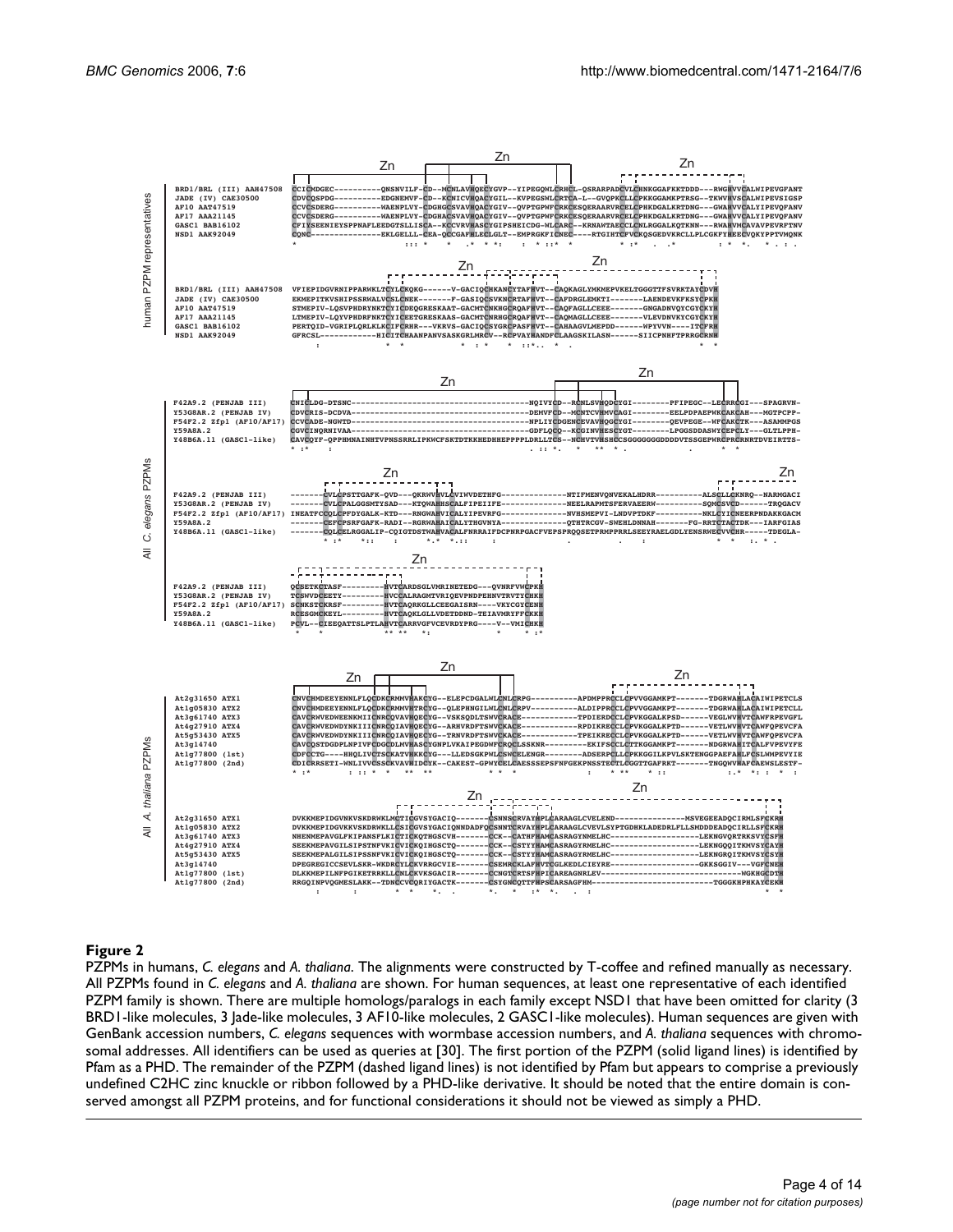**Figure 2**

PZPMs in humans, *C. elegans* and *A. thaliana*. The alignments were constructed by T-coffee and refined manually as necessary. All PZPMs found in *C. elegans* and *A. thaliana* are shown. For human sequences, at least one representative of each identified PZPM family is shown. There are multiple homologs/paralogs in each family except NSD1 that have been omitted for clarity (3 BRD1-like molecules, 3 Jade-like molecules, 3 AF10-like molecules, 2 GASC1-like molecules). Human sequences are given with GenBank accession numbers, *C. elegans* sequences with wormbase accession numbers, and *A. thaliana* sequences with chromosomal addresses. All identifiers can be used as queries at [30]. The first portion of the PZPM (solid ligand lines) is identified by Pfam as a PHD. The remainder of the PZPM (dashed ligand lines) is not identified by Pfam but appears to comprise a previously undefined C2HC zinc knuckle or ribbon followed by a PHD-like derivative. It should be noted that the entire domain is conserved amongst all PZPM proteins, and for functional considerations it should not be viewed as simply a PHD.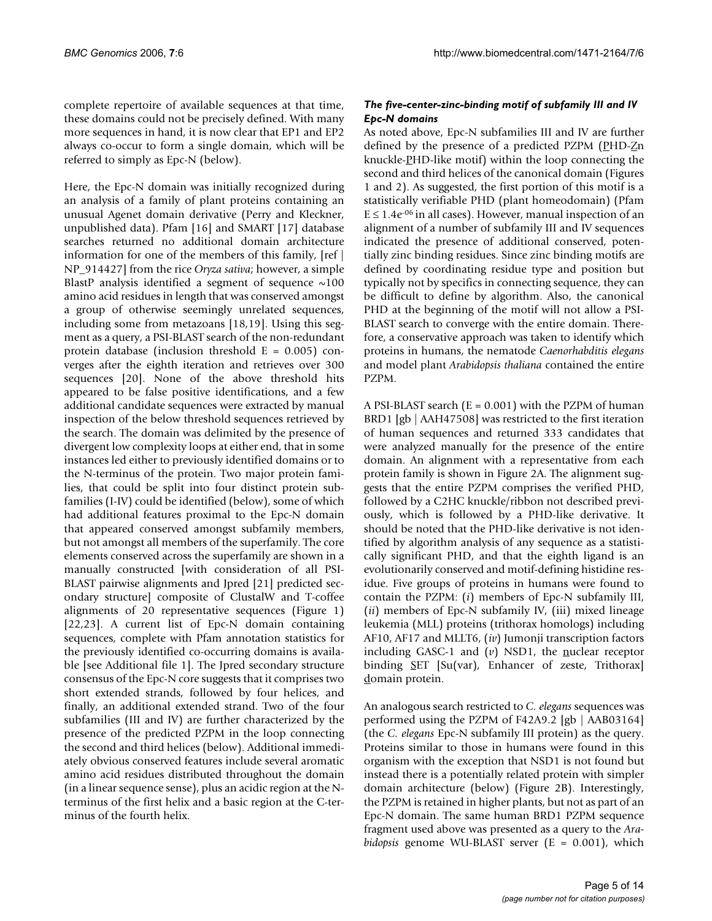complete repertoire of available sequences at that time, these domains could not be precisely defined. With many more sequences in hand, it is now clear that EP1 and EP2 always co-occur to form a single domain, which will be referred to simply as Epc-N (below).

Here, the Epc-N domain was initially recognized during an analysis of a family of plant proteins containing an unusual Agenet domain derivative (Perry and Kleckner, unpublished data). Pfam [16] and SMART [17] database searches returned no additional domain architecture information for one of the members of this family, [ref | NP_914427] from the rice *Oryza sativa*; however, a simple BlastP analysis identified a segment of sequence ~100 amino acid residues in length that was conserved amongst a group of otherwise seemingly unrelated sequences, including some from metazoans [18,19]. Using this segment as a query, a PSI-BLAST search of the non-redundant protein database (inclusion threshold E = 0.005) converges after the eighth iteration and retrieves over 300 sequences [20]. None of the above threshold hits appeared to be false positive identifications, and a few additional candidate sequences were extracted by manual inspection of the below threshold sequences retrieved by the search. The domain was delimited by the presence of divergent low complexity loops at either end, that in some instances led either to previously identified domains or to the N-terminus of the protein. Two major protein families, that could be split into four distinct protein subfamilies (I-IV) could be identified (below), some of which had additional features proximal to the Epc-N domain that appeared conserved amongst subfamily members, but not amongst all members of the superfamily. The core elements conserved across the superfamily are shown in a manually constructed [with consideration of all PSI-BLAST pairwise alignments and Jpred [21] predicted secondary structure] composite of ClustalW and T-coffee alignments of 20 representative sequences (Figure 1) [22,23]. A current list of Epc-N domain containing sequences, complete with Pfam annotation statistics for the previously identified co-occurring domains is available [see Additional file 1]. The Jpred secondary structure consensus of the Epc-N core suggests that it comprises two short extended strands, followed by four helices, and finally, an additional extended strand. Two of the four subfamilies (III and IV) are further characterized by the presence of the predicted PZPM in the loop connecting the second and third helices (below). Additional immediately obvious conserved features include several aromatic amino acid residues distributed throughout the domain (in a linear sequence sense), plus an acidic region at the N-terminus of the first helix and a basic region at the C-terminus of the fourth helix.

### *The five-center-zinc-binding motif of subfamily III and IV Epc-N domains*

As noted above, Epc-N subfamilies III and IV are further defined by the presence of a predicted PZPM (PHD-Zn knuckle-PHD-like motif) within the loop connecting the second and third helices of the canonical domain (Figures 1 and 2). As suggested, the first portion of this motif is a statistically verifiable PHD (plant homeodomain) (Pfam $E \leq 1.4e^{-06}$ in all cases). However, manual inspection of an alignment of a number of subfamily III and IV sequences indicated the presence of additional conserved, potentially zinc binding residues. Since zinc binding motifs are defined by coordinating residue type and position but typically not by specifics in connecting sequence, they can be difficult to define by algorithm. Also, the canonical PHD at the beginning of the motif will not allow a PSI-BLAST search to converge with the entire domain. Therefore, a conservative approach was taken to identify which proteins in humans, the nematode *Caenorhabditis elegans* and model plant *Arabidopsis thaliana* contained the entire PZPM.

A PSI-BLAST search (E = 0.001) with the PZPM of human BRD1 [gb | AAH47508] was restricted to the first iteration of human sequences and returned 333 candidates that were analyzed manually for the presence of the entire domain. An alignment with a representative from each protein family is shown in Figure 2A. The alignment suggests that the entire PZPM comprises the verified PHD, followed by a C2HC knuckle/ribbon not described previously, which is followed by a PHD-like derivative. It should be noted that the PHD-like derivative is not identified by algorithm analysis of any sequence as a statistically significant PHD, and that the eighth ligand is an evolutionarily conserved and motif-defining histidine residue. Five groups of proteins in humans were found to contain the PZPM: (*i*) members of Epc-N subfamily III, (*ii*) members of Epc-N subfamily IV, (iii) mixed lineage leukemia (MLL) proteins (trithorax homologs) including AF10, AF17 and MLLT6, (*iv*) Jumonji transcription factors including GASC-1 and (*v*) NSD1, the nuclear receptor binding SET [Su(var), Enhancer of zeste, Trithorax] domain protein.

An analogous search restricted to *C. elegans* sequences was performed using the PZPM of F42A9.2 [gb | AAB03164] (the *C. elegans* Epc-N subfamily III protein) as the query. Proteins similar to those in humans were found in this organism with the exception that NSD1 is not found but instead there is a potentially related protein with simpler domain architecture (below) (Figure 2B). Interestingly, the PZPM is retained in higher plants, but not as part of an Epc-N domain. The same human BRD1 PZPM sequence fragment used above was presented as a query to the *Arabidopsis* genome WU-BLAST server (E = 0.001), which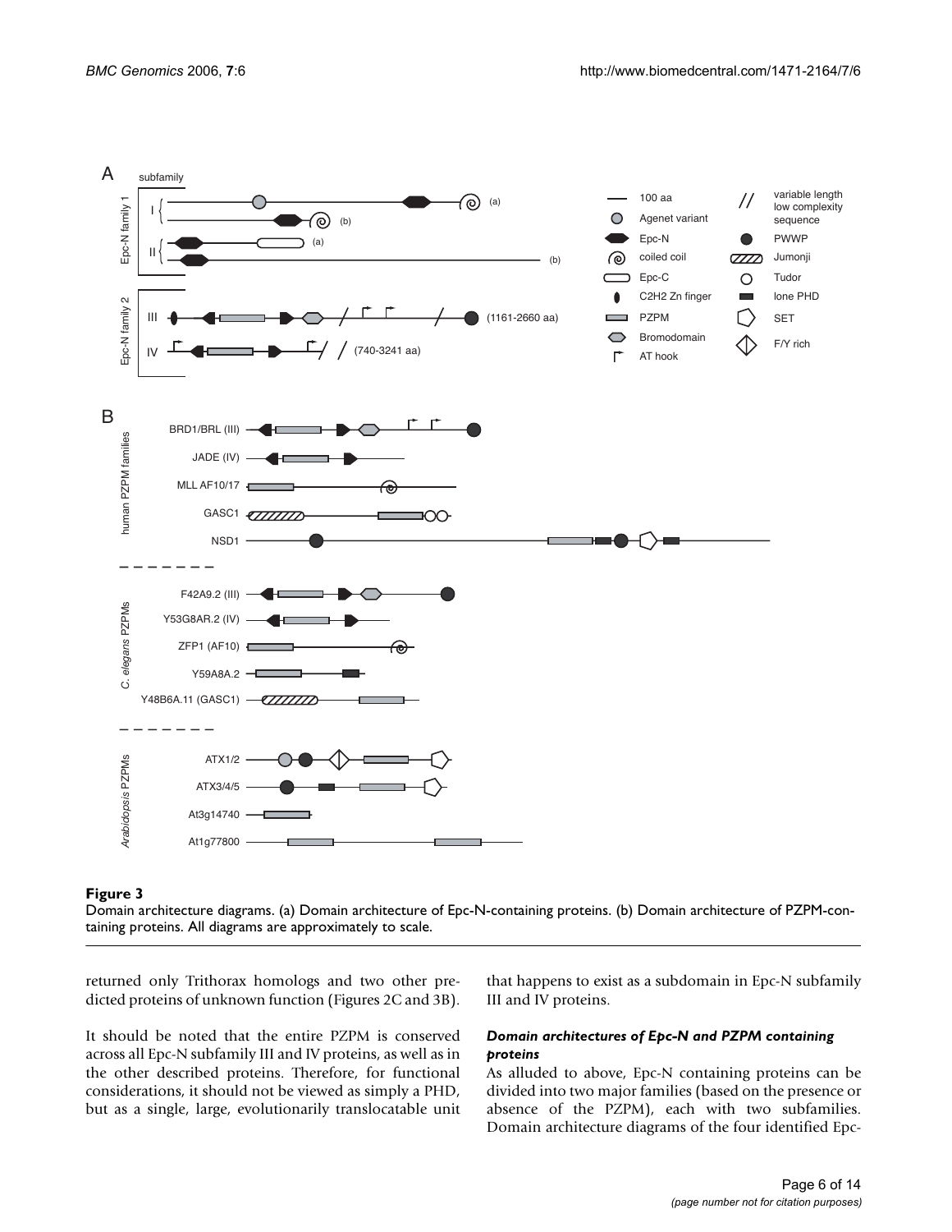**Figure 3**

Domain architecture diagrams. (a) Domain architecture of Epc-N-containing proteins. (b) Domain architecture of PZPM-containing proteins. All diagrams are approximately to scale.

returned only Trithorax homologs and two other predicted proteins of unknown function (Figures 2C and 3B).

It should be noted that the entire PZPM is conserved across all Epc-N subfamily III and IV proteins, as well as in the other described proteins. Therefore, for functional considerations, it should not be viewed as simply a PHD, but as a single, large, evolutionarily translocatable unit that happens to exist as a subdomain in Epc-N subfamily III and IV proteins.

### *Domain architectures of Epc-N and PZPM containing proteins*

As alluded to above, Epc-N containing proteins can be divided into two major families (based on the presence or absence of the PZPM), each with two subfamilies. Domain architecture diagrams of the four identified Epc-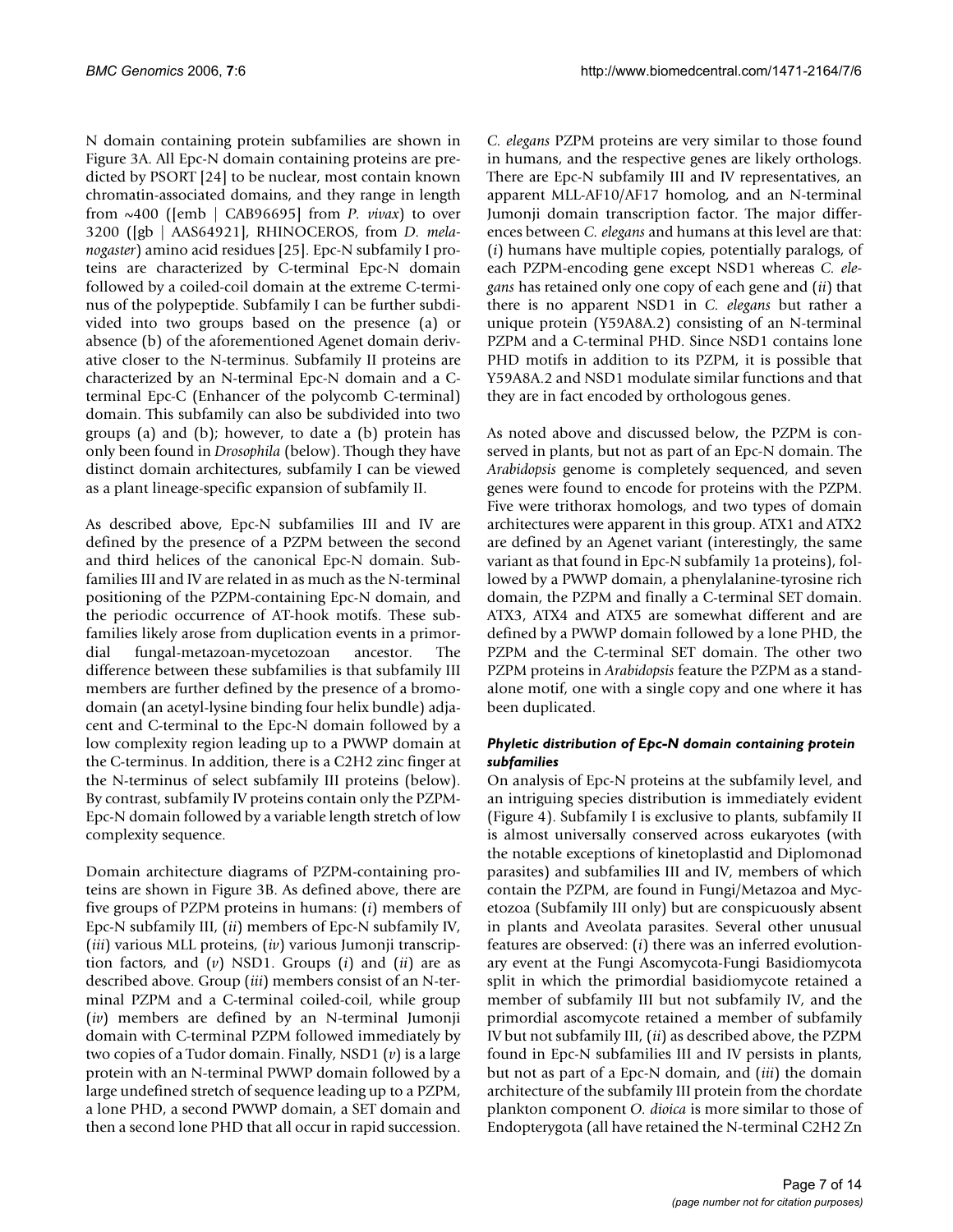N domain containing protein subfamilies are shown in Figure 3A. All Epc-N domain containing proteins are predicted by PSORT [24] to be nuclear, most contain known chromatin-associated domains, and they range in length from ~400 ([emb | CAB96695] from *P. vivax*) to over 3200 ([gb | AAS64921], RHINOCEROS, from *D. melanogaster*) amino acid residues [25]. Epc-N subfamily I proteins are characterized by C-terminal Epc-N domain followed by a coiled-coil domain at the extreme C-terminus of the polypeptide. Subfamily I can be further subdivided into two groups based on the presence (a) or absence (b) of the aforementioned Agenet domain derivative closer to the N-terminus. Subfamily II proteins are characterized by an N-terminal Epc-N domain and a C-terminal Epc-C (Enhancer of the polycomb C-terminal) domain. This subfamily can also be subdivided into two groups (a) and (b); however, to date a (b) protein has only been found in *Drosophila* (below). Though they have distinct domain architectures, subfamily I can be viewed as a plant lineage-specific expansion of subfamily II.

As described above, Epc-N subfamilies III and IV are defined by the presence of a PZPM between the second and third helices of the canonical Epc-N domain. Subfamilies III and IV are related in as much as the N-terminal positioning of the PZPM-containing Epc-N domain, and the periodic occurrence of AT-hook motifs. These subfamilies likely arose from duplication events in a primordial fungal-metazoan-mycetozoan ancestor. The difference between these subfamilies is that subfamily III members are further defined by the presence of a bromodomain (an acetyl-lysine binding four helix bundle) adjacent and C-terminal to the Epc-N domain followed by a low complexity region leading up to a PWWP domain at the C-terminus. In addition, there is a C2H2 zinc finger at the N-terminus of select subfamily III proteins (below). By contrast, subfamily IV proteins contain only the PZPM-Epc-N domain followed by a variable length stretch of low complexity sequence.

Domain architecture diagrams of PZPM-containing proteins are shown in Figure 3B. As defined above, there are five groups of PZPM proteins in humans: (*i*) members of Epc-N subfamily III, (*ii*) members of Epc-N subfamily IV, (*iii*) various MLL proteins, (*iv*) various Jumonji transcription factors, and (*v*) NSD1. Groups (*i*) and (*ii*) are as described above. Group (*iii*) members consist of an N-terminal PZPM and a C-terminal coiled-coil, while group (*iv*) members are defined by an N-terminal Jumonji domain with C-terminal PZPM followed immediately by two copies of a Tudor domain. Finally, NSD1 (*v*) is a large protein with an N-terminal PWWP domain followed by a large undefined stretch of sequence leading up to a PZPM, a lone PHD, a second PWWP domain, a SET domain and then a second lone PHD that all occur in rapid succession. *C. elegans* PZPM proteins are very similar to those found in humans, and the respective genes are likely orthologs. There are Epc-N subfamily III and IV representatives, an apparent MLL-AF10/AF17 homolog, and an N-terminal Jumonji domain transcription factor. The major differences between *C. elegans* and humans at this level are that: (*i*) humans have multiple copies, potentially paralogs, of each PZPM-encoding gene except NSD1 whereas *C. elegans* has retained only one copy of each gene and (*ii*) that there is no apparent NSD1 in *C. elegans* but rather a unique protein (Y59A8A.2) consisting of an N-terminal PZPM and a C-terminal PHD. Since NSD1 contains lone PHD motifs in addition to its PZPM, it is possible that Y59A8A.2 and NSD1 modulate similar functions and that they are in fact encoded by orthologous genes.

As noted above and discussed below, the PZPM is conserved in plants, but not as part of an Epc-N domain. The *Arabidopsis* genome is completely sequenced, and seven genes were found to encode for proteins with the PZPM. Five were trithorax homologs, and two types of domain architectures were apparent in this group. ATX1 and ATX2 are defined by an Agenet variant (interestingly, the same variant as that found in Epc-N subfamily 1a proteins), followed by a PWWP domain, a phenylalanine-tyrosine rich domain, the PZPM and finally a C-terminal SET domain. ATX3, ATX4 and ATX5 are somewhat different and are defined by a PWWP domain followed by a lone PHD, the PZPM and the C-terminal SET domain. The other two PZPM proteins in *Arabidopsis* feature the PZPM as a standalone motif, one with a single copy and one where it has been duplicated.

#### *Phyletic distribution of Epc-N domain containing protein subfamilies*

On analysis of Epc-N proteins at the subfamily level, and an intriguing species distribution is immediately evident (Figure 4). Subfamily I is exclusive to plants, subfamily II is almost universally conserved across eukaryotes (with the notable exceptions of kinetoplastid and Diplomonad parasites) and subfamilies III and IV, members of which contain the PZPM, are found in Fungi/Metazoa and Mycetozoa (Subfamily III only) but are conspicuously absent in plants and Aveolata parasites. Several other unusual features are observed: (*i*) there was an inferred evolutionary event at the Fungi Ascomycota-Fungi Basidiomycota split in which the primordial basidiomycote retained a member of subfamily III but not subfamily IV, and the primordial ascomycote retained a member of subfamily IV but not subfamily III, (*ii*) as described above, the PZPM found in Epc-N subfamilies III and IV persists in plants, but not as part of a Epc-N domain, and (*iii*) the domain architecture of the subfamily III protein from the chordate plankton component *O. dioica* is more similar to those of Endopterygota (all have retained the N-terminal C2H2 Zn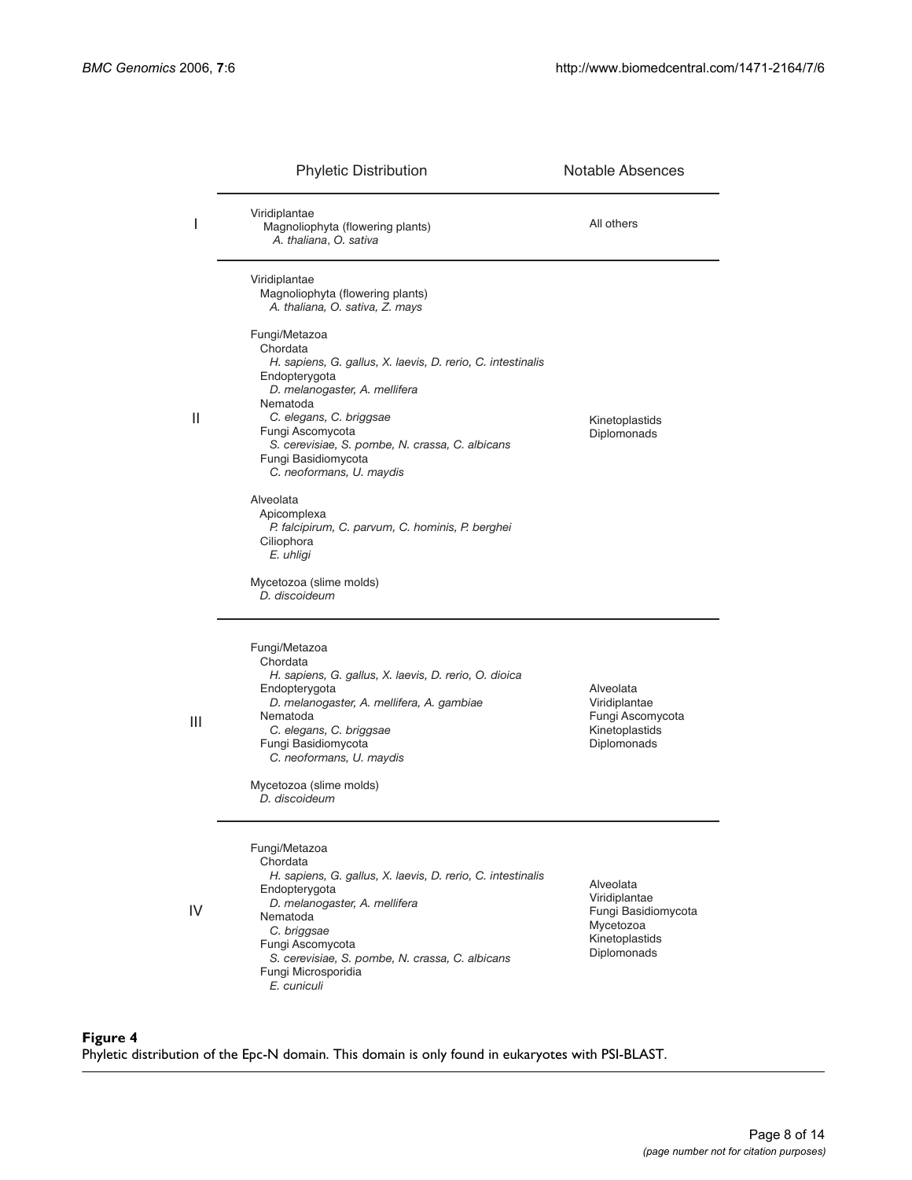| | Phyletic Distribution | Notable Absences |
|---|---|---|
| I | Viridiplantae<br>Magnoliophyta (flowering plants)<br>*A. thaliana*, *O. sativa* | All others |
| II | Viridiplantae<br>Magnoliophyta (flowering plants)<br>*A. thaliana, O. sativa, Z. mays*<br><br>Fungi/Metazoa<br>Chordata<br>*H. sapiens, G. gallus, X. laevis, D. rerio, C. intestinalis*<br>Endopterygota<br>*D. melanogaster, A. mellifera*<br>Nematoda<br>*C. elegans, C. briggsae*<br>Fungi Ascomycota<br>*S. cerevisiae, S. pombe, N. crassa, C. albicans*<br>Fungi Basidiomycota<br>*C. neoformans, U. maydis*<br><br>Alveolata<br>Apicomplexa<br>*P. falcipirum, C. parvum, C. hominis, P. berghei*<br>Ciliophora<br>*E. uhligi*<br><br>Mycetozoa (slime molds)<br>*D. discoideum* | Kinetoplastids<br>Diplomonads |
| III | Fungi/Metazoa<br>Chordata<br>*H. sapiens, G. gallus, X. laevis, D. rerio, O. dioica*<br>Endopterygota<br>*D. melanogaster, A. mellifera, A. gambiae*<br>Nematoda<br>*C. elegans, C. briggsae*<br>Fungi Basidiomycota<br>*C. neoformans, U. maydis*<br><br>Mycetozoa (slime molds)<br>*D. discoideum* | Alveolata<br>Viridiplantae<br>Fungi Ascomycota<br>Kinetoplastids<br>Diplomonads |
| IV | Fungi/Metazoa<br>Chordata<br>*H. sapiens, G. gallus, X. laevis, D. rerio, C. intestinalis*<br>Endopterygota<br>*D. melanogaster, A. mellifera*<br>Nematoda<br>*C. briggsae*<br>Fungi Ascomycota<br>*S. cerevisiae, S. pombe, N. crassa, C. albicans*<br>Fungi Microsporidia<br>*E. cuniculi* | Alveolata<br>Viridiplantae<br>Fungi Basidiomycota<br>Mycetozoa<br>Kinetoplastids<br>Diplomonads |

**Figure 4**
Phyletic distribution of the Epc-N domain. This domain is only found in eukaryotes with PSI-BLAST.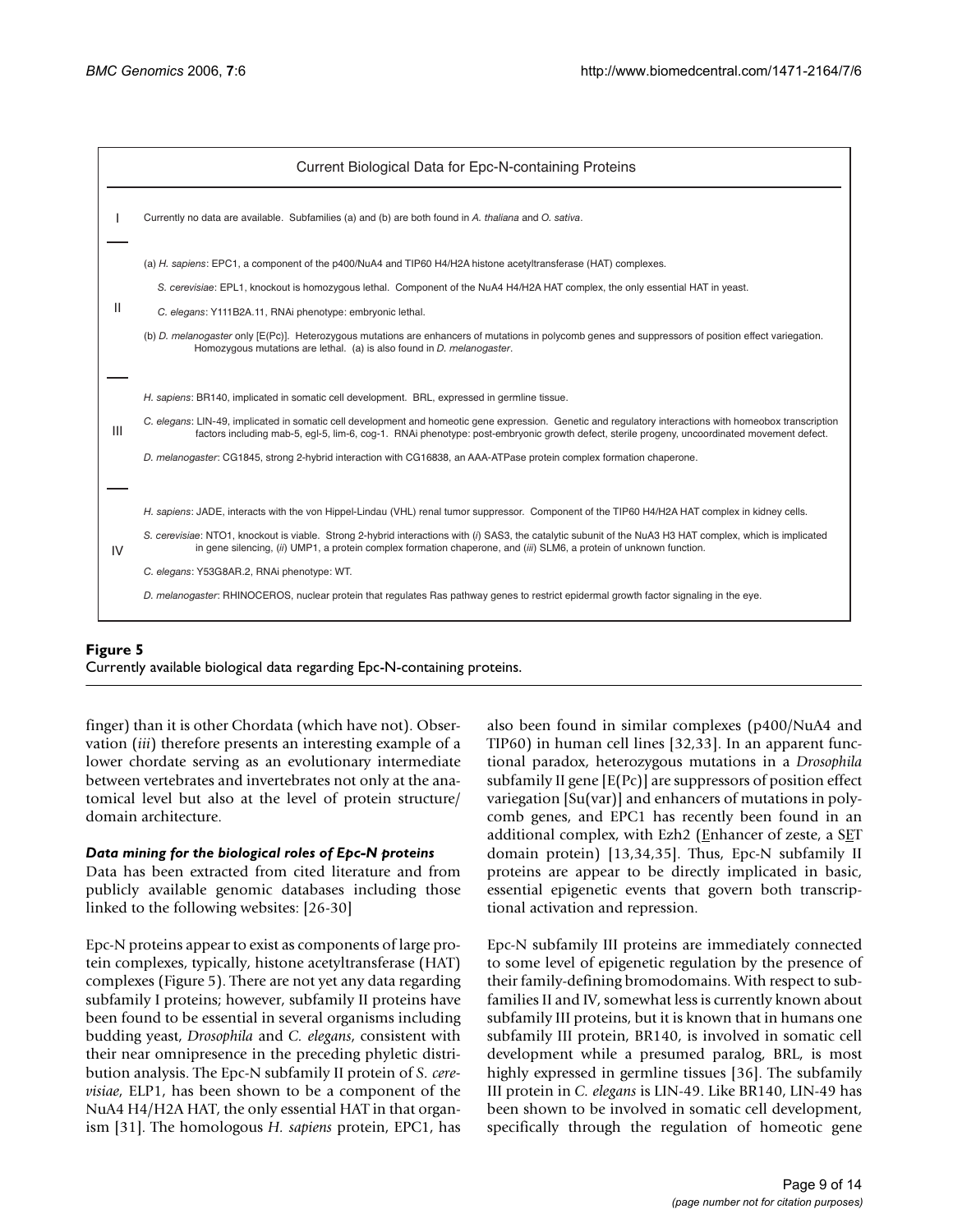**Current Biological Data for Epc-N-containing Proteins**

| | |
|---|---|
| I | Currently no data are available. Subfamilies (a) and (b) are both found in *A. thaliana* and *O. sativa*. |
| II | (a) *H. sapiens*: EPC1, a component of the p400/NuA4 and TIP60 H4/H2A histone acetyltransferase (HAT) complexes.<br>*S. cerevisiae*: EPL1, knockout is homozygous lethal. Component of the NuA4 H4/H2A HAT complex, the only essential HAT in yeast.<br>*C. elegans*: Y111B2A.11, RNAi phenotype: embryonic lethal.<br>(b) *D. melanogaster* only [E(Pc)]. Heterozygous mutations are enhancers of mutations in polycomb genes and suppressors of position effect variegation. Homozygous mutations are lethal. (a) is also found in *D. melanogaster*. |
| III | *H. sapiens*: BR140, implicated in somatic cell development. BRL, expressed in germline tissue.<br>*C. elegans*: LIN-49, implicated in somatic cell development and homeotic gene expression. Genetic and regulatory interactions with homeobox transcription factors including mab-5, egl-5, lim-6, cog-1. RNAi phenotype: post-embryonic growth defect, sterile progeny, uncoordinated movement defect.<br>*D. melanogaster*: CG1845, strong 2-hybrid interaction with CG16838, an AAA-ATPase protein complex formation chaperone. |
| IV | *H. sapiens*: JADE, interacts with the von Hippel-Lindau (VHL) renal tumor suppressor. Component of the TIP60 H4/H2A HAT complex in kidney cells.<br>*S. cerevisiae*: NTO1, knockout is viable. Strong 2-hybrid interactions with (*i*) SAS3, the catalytic subunit of the NuA3 H3 HAT complex, which is implicated in gene silencing, (*ii*) UMP1, a protein complex formation chaperone, and (*iii*) SLM6, a protein of unknown function.<br>*C. elegans*: Y53G8AR.2, RNAi phenotype: WT.<br>*D. melanogaster*: RHINOCEROS, nuclear protein that regulates Ras pathway genes to restrict epidermal growth factor signaling in the eye. |

**Figure 5**
Currently available biological data regarding Epc-N-containing proteins.

finger) than it is other Chordata (which have not). Observation (*iii*) therefore presents an interesting example of a lower chordate serving as an evolutionary intermediate between vertebrates and invertebrates not only at the anatomical level but also at the level of protein structure/domain architecture.

### *Data mining for the biological roles of Epc-N proteins*

Data has been extracted from cited literature and from publicly available genomic databases including those linked to the following websites: [26-30]

Epc-N proteins appear to exist as components of large protein complexes, typically, histone acetyltransferase (HAT) complexes (Figure 5). There are not yet any data regarding subfamily I proteins; however, subfamily II proteins have been found to be essential in several organisms including budding yeast, *Drosophila* and *C. elegans*, consistent with their near omnipresence in the preceding phyletic distribution analysis. The Epc-N subfamily II protein of *S. cerevisiae*, ELP1, has been shown to be a component of the NuA4 H4/H2A HAT, the only essential HAT in that organism [31]. The homologous *H. sapiens* protein, EPC1, has also been found in similar complexes (p400/NuA4 and TIP60) in human cell lines [32,33]. In an apparent functional paradox, heterozygous mutations in a *Drosophila* subfamily II gene [E(Pc)] are suppressors of position effect variegation [Su(var)] and enhancers of mutations in polycomb genes, and EPC1 has recently been found in an additional complex, with Ezh2 (Enhancer of zeste, a SET domain protein) [13,34,35]. Thus, Epc-N subfamily II proteins are appear to be directly implicated in basic, essential epigenetic events that govern both transcriptional activation and repression.

Epc-N subfamily III proteins are immediately connected to some level of epigenetic regulation by the presence of their family-defining bromodomains. With respect to subfamilies II and IV, somewhat less is currently known about subfamily III proteins, but it is known that in humans one subfamily III protein, BR140, is involved in somatic cell development while a presumed paralog, BRL, is most highly expressed in germline tissues [36]. The subfamily III protein in *C. elegans* is LIN-49. Like BR140, LIN-49 has been shown to be involved in somatic cell development, specifically through the regulation of homeotic gene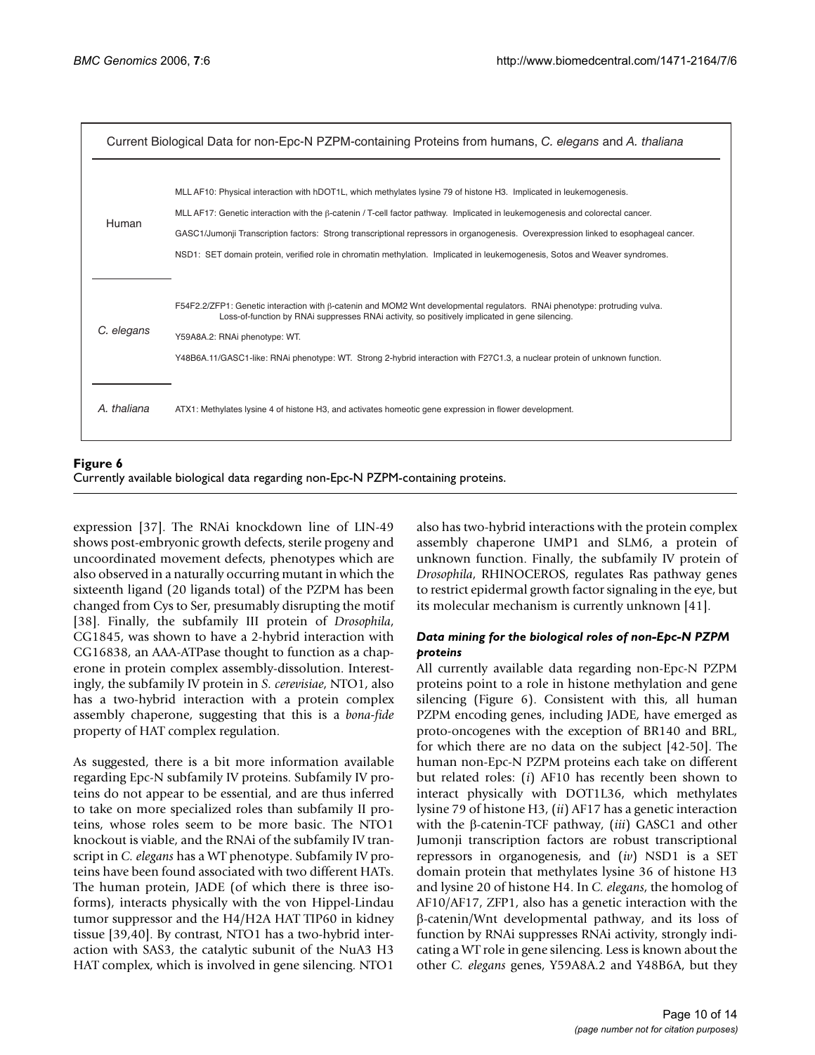Current Biological Data for non-Epc-N PZPM-containing Proteins from humans, *C. elegans* and *A. thaliana*

| | |
|---|---|
| Human | MLL AF10: Physical interaction with hDOT1L, which methylates lysine 79 of histone H3. Implicated in leukemogenesis.<br>MLL AF17: Genetic interaction with the β-catenin / T-cell factor pathway. Implicated in leukemogenesis and colorectal cancer.<br>GASC1/Jumonji Transcription factors: Strong transcriptional repressors in organogenesis. Overexpression linked to esophageal cancer.<br>NSD1: SET domain protein, verified role in chromatin methylation. Implicated in leukemogenesis, Sotos and Weaver syndromes. |
| *C. elegans* | F54F2.2/ZFP1: Genetic interaction with β-catenin and MOM2 Wnt developmental regulators. RNAi phenotype: protruding vulva. Loss-of-function by RNAi suppresses RNAi activity, so positively implicated in gene silencing.<br>Y59A8A.2: RNAi phenotype: WT.<br>Y48B6A.11/GASC1-like: RNAi phenotype: WT. Strong 2-hybrid interaction with F27C1.3, a nuclear protein of unknown function. |
| *A. thaliana* | ATX1: Methylates lysine 4 of histone H3, and activates homeotic gene expression in flower development. |

**Figure 6**
Currently available biological data regarding non-Epc-N PZPM-containing proteins.

expression [37]. The RNAi knockdown line of LIN-49 shows post-embryonic growth defects, sterile progeny and uncoordinated movement defects, phenotypes which are also observed in a naturally occurring mutant in which the sixteenth ligand (20 ligands total) of the PZPM has been changed from Cys to Ser, presumably disrupting the motif [38]. Finally, the subfamily III protein of *Drosophila*, CG1845, was shown to have a 2-hybrid interaction with CG16838, an AAA-ATPase thought to function as a chaperone in protein complex assembly-dissolution. Interestingly, the subfamily IV protein in *S. cerevisiae*, NTO1, also has a two-hybrid interaction with a protein complex assembly chaperone, suggesting that this is a *bona-fide* property of HAT complex regulation.

As suggested, there is a bit more information available regarding Epc-N subfamily IV proteins. Subfamily IV proteins do not appear to be essential, and are thus inferred to take on more specialized roles than subfamily II proteins, whose roles seem to be more basic. The NTO1 knockout is viable, and the RNAi of the subfamily IV transcript in *C. elegans* has a WT phenotype. Subfamily IV proteins have been found associated with two different HATs. The human protein, JADE (of which there is three isoforms), interacts physically with the von Hippel-Lindau tumor suppressor and the H4/H2A HAT TIP60 in kidney tissue [39,40]. By contrast, NTO1 has a two-hybrid interaction with SAS3, the catalytic subunit of the NuA3 H3 HAT complex, which is involved in gene silencing. NTO1 also has two-hybrid interactions with the protein complex assembly chaperone UMP1 and SLM6, a protein of unknown function. Finally, the subfamily IV protein of *Drosophila*, RHINOCEROS, regulates Ras pathway genes to restrict epidermal growth factor signaling in the eye, but its molecular mechanism is currently unknown [41].

### *Data mining for the biological roles of non-Epc-N PZPM proteins*

All currently available data regarding non-Epc-N PZPM proteins point to a role in histone methylation and gene silencing (Figure 6). Consistent with this, all human PZPM encoding genes, including JADE, have emerged as proto-oncogenes with the exception of BR140 and BRL, for which there are no data on the subject [42-50]. The human non-Epc-N PZPM proteins each take on different but related roles: (*i*) AF10 has recently been shown to interact physically with DOT1L36, which methylates lysine 79 of histone H3, (*ii*) AF17 has a genetic interaction with the β-catenin-TCF pathway, (*iii*) GASC1 and other Jumonji transcription factors are robust transcriptional repressors in organogenesis, and (*iv*) NSD1 is a SET domain protein that methylates lysine 36 of histone H3 and lysine 20 of histone H4. In *C. elegans*, the homolog of AF10/AF17, ZFP1, also has a genetic interaction with the β-catenin/Wnt developmental pathway, and its loss of function by RNAi suppresses RNAi activity, strongly indicating a WT role in gene silencing. Less is known about the other *C. elegans* genes, Y59A8A.2 and Y48B6A, but they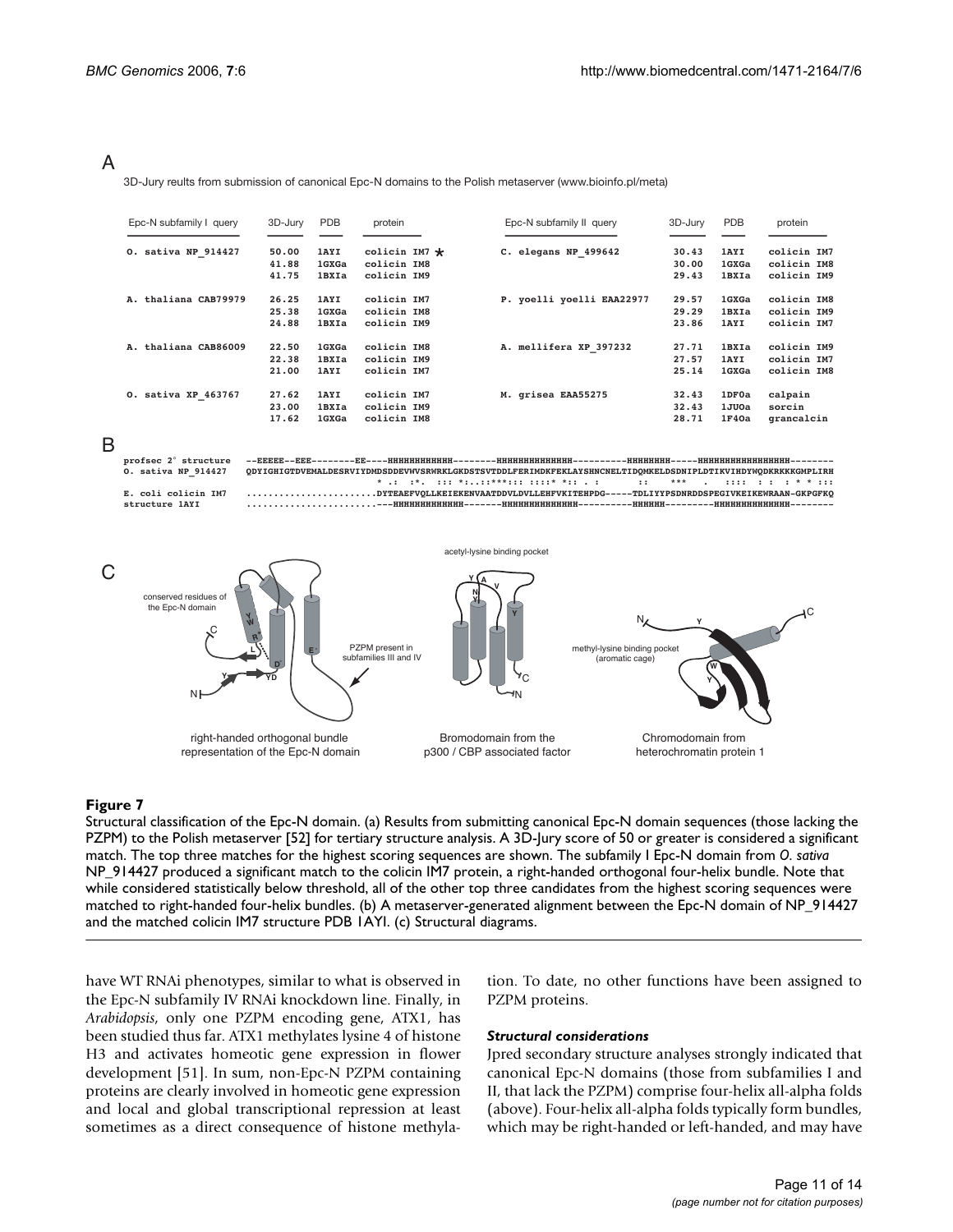A

3D-Jury reults from submission of canonical Epc-N domains to the Polish metaserver (www.bioinfo.pl/meta)

| Epc-N subfamily I query | 3D-Jury | PDB | protein | Epc-N subfamily II query | 3D-Jury | PDB | protein |
|---|---|---|---|---|---|---|---|
| O. sativa NP_914427 | 50.00 | 1AYI | colicin IM7 * | C. elegans NP_499642 | 30.43 | 1AYI | colicin IM7 |
| | 41.88 | 1GXGa | colicin IM8 | | 30.00 | 1GXGa | colicin IM8 |
| | 41.75 | 1BXIa | colicin IM9 | | 29.43 | 1BXIa | colicin IM9 |
| A. thaliana CAB79979 | 26.25 | 1AYI | colicin IM7 | P. yoelli yoelli EAA22977 | 29.57 | 1GXGa | colicin IM8 |
| | 25.38 | 1GXGa | colicin IM8 | | 29.29 | 1BXIa | colicin IM9 |
| | 24.88 | 1BXIa | colicin IM9 | | 23.86 | 1AYI | colicin IM7 |
| A. thaliana CAB86009 | 22.50 | 1GXGa | colicin IM8 | A. mellifera XP_397232 | 27.71 | 1BXIa | colicin IM9 |
| | 22.38 | 1BXIa | colicin IM9 | | 27.57 | 1AYI | colicin IM7 |
| | 21.00 | 1AYI | colicin IM7 | | 25.14 | 1GXGa | colicin IM8 |
| O. sativa XP_463767 | 27.62 | 1AYI | colicin IM7 | M. grisea EAA55275 | 32.43 | 1DF0a | calpain |
| | 23.00 | 1BXIa | colicin IM9 | | 32.43 | 1JUOa | sorcin |
| | 17.62 | 1GXGa | colicin IM8 | | 28.71 | 1F4Oa | grancalcin |

B

```
profsec 2° structure  --EEEEE--EEE--------EE----HHHHHHHHHHHH--------HHHHHHHHHHHHHH----------HHHHHHHH-----HHHHHHHHHHHHHHHHH--------
O. sativa NP_914427   QDYIGHIGTDVEMALDESRVIYDMDSDDEVWVSRWRKLGKDSTSVTDDLFERIMDKFEKLAYSHNCNELTIDQMKELDSDNIPLDTIKVIHDYWQDKRKKKGMPLIRH
                                              * .:  :*.  ::: *:..::***::: ::::* *:: . :        ::    ***   .   ::::  : :  : * * :::
E. coli colicin IM7   .......................DYTEAEFVQLLKEIEKENVAATDDVLDVLLEHFVKITEHPDG-----TDLIYYPSDNRDDSPEGIVKEIKEWRAAN-GKPGFKQ
structure 1AYI        ........................---HHHHHHHHHHHHH-------HHHHHHHHHHHHHH----------HHHHHH---------HHHHHHHHHHHHHH--------
```

C

**Figure 7**

Structural classification of the Epc-N domain. (a) Results from submitting canonical Epc-N domain sequences (those lacking the PZPM) to the Polish metaserver [52] for tertiary structure analysis. A 3D-Jury score of 50 or greater is considered a significant match. The top three matches for the highest scoring sequences are shown. The subfamily I Epc-N domain from *O. sativa* NP_914427 produced a significant match to the colicin IM7 protein, a right-handed orthogonal four-helix bundle. Note that while considered statistically below threshold, all of the other top three candidates from the highest scoring sequences were matched to right-handed four-helix bundles. (b) A metaserver-generated alignment between the Epc-N domain of NP_914427 and the matched colicin IM7 structure PDB 1AYI. (c) Structural diagrams.

have WT RNAi phenotypes, similar to what is observed in the Epc-N subfamily IV RNAi knockdown line. Finally, in *Arabidopsis*, only one PZPM encoding gene, ATX1, has been studied thus far. ATX1 methylates lysine 4 of histone H3 and activates homeotic gene expression in flower development [51]. In sum, non-Epc-N PZPM containing proteins are clearly involved in homeotic gene expression and local and global transcriptional repression at least sometimes as a direct consequence of histone methylation. To date, no other functions have been assigned to PZPM proteins.

### *Structural considerations*

Jpred secondary structure analyses strongly indicated that canonical Epc-N domains (those from subfamilies I and II, that lack the PZPM) comprise four-helix all-alpha folds (above). Four-helix all-alpha folds typically form bundles, which may be right-handed or left-handed, and may have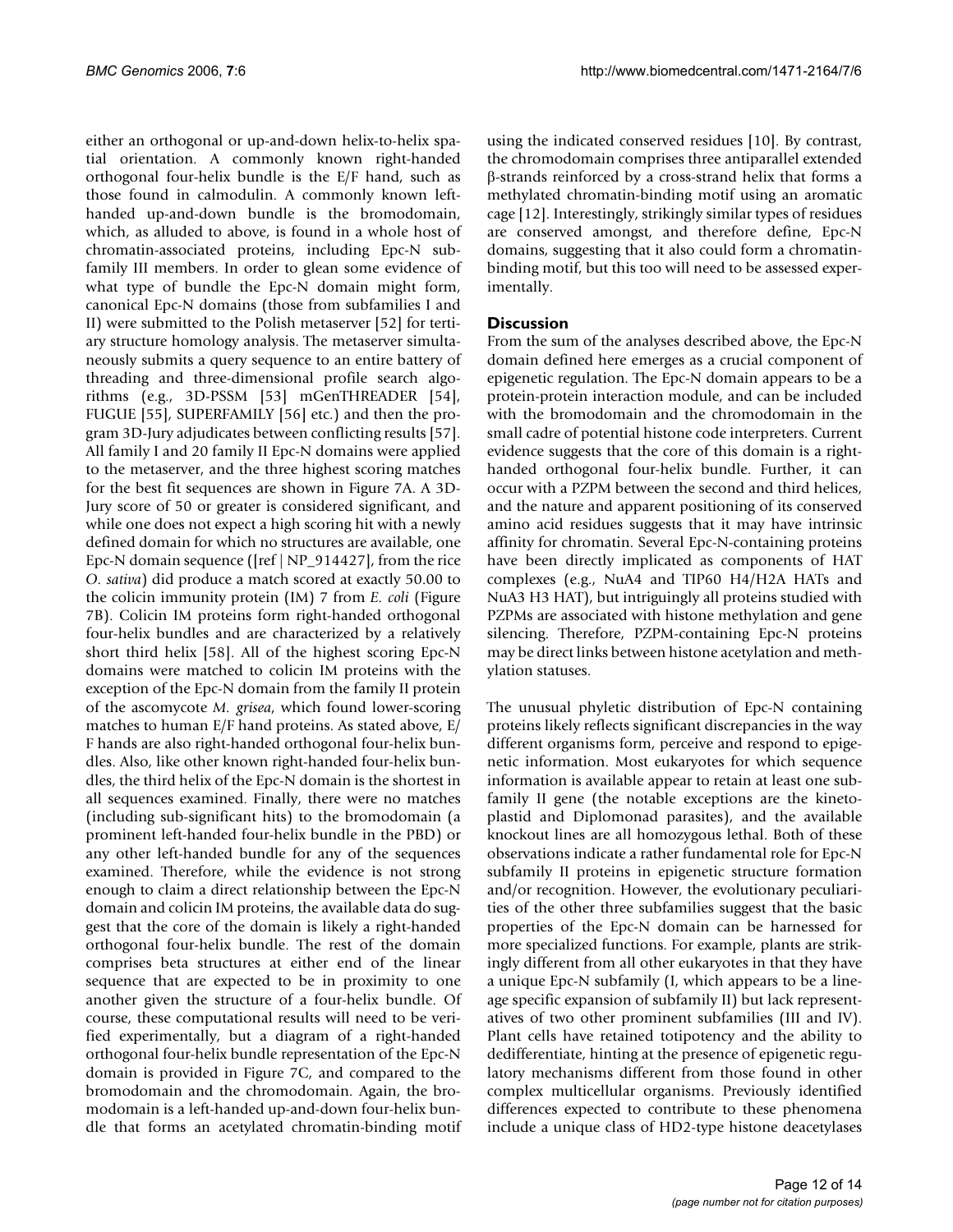either an orthogonal or up-and-down helix-to-helix spatial orientation. A commonly known right-handed orthogonal four-helix bundle is the E/F hand, such as those found in calmodulin. A commonly known left-handed up-and-down bundle is the bromodomain, which, as alluded to above, is found in a whole host of chromatin-associated proteins, including Epc-N subfamily III members. In order to glean some evidence of what type of bundle the Epc-N domain might form, canonical Epc-N domains (those from subfamilies I and II) were submitted to the Polish metaserver [52] for tertiary structure homology analysis. The metaserver simultaneously submits a query sequence to an entire battery of threading and three-dimensional profile search algorithms (e.g., 3D-PSSM [53] mGenTHREADER [54], FUGUE [55], SUPERFAMILY [56] etc.) and then the program 3D-Jury adjudicates between conflicting results [57]. All family I and 20 family II Epc-N domains were applied to the metaserver, and the three highest scoring matches for the best fit sequences are shown in Figure 7A. A 3D-Jury score of 50 or greater is considered significant, and while one does not expect a high scoring hit with a newly defined domain for which no structures are available, one Epc-N domain sequence ([ref | NP_914427], from the rice *O. sativa*) did produce a match scored at exactly 50.00 to the colicin immunity protein (IM) 7 from *E. coli* (Figure 7B). Colicin IM proteins form right-handed orthogonal four-helix bundles and are characterized by a relatively short third helix [58]. All of the highest scoring Epc-N domains were matched to colicin IM proteins with the exception of the Epc-N domain from the family II protein of the ascomycote *M. grisea*, which found lower-scoring matches to human E/F hand proteins. As stated above, E/F hands are also right-handed orthogonal four-helix bundles. Also, like other known right-handed four-helix bundles, the third helix of the Epc-N domain is the shortest in all sequences examined. Finally, there were no matches (including sub-significant hits) to the bromodomain (a prominent left-handed four-helix bundle in the PBD) or any other left-handed bundle for any of the sequences examined. Therefore, while the evidence is not strong enough to claim a direct relationship between the Epc-N domain and colicin IM proteins, the available data do suggest that the core of the domain is likely a right-handed orthogonal four-helix bundle. The rest of the domain comprises beta structures at either end of the linear sequence that are expected to be in proximity to one another given the structure of a four-helix bundle. Of course, these computational results will need to be verified experimentally, but a diagram of a right-handed orthogonal four-helix bundle representation of the Epc-N domain is provided in Figure 7C, and compared to the bromodomain and the chromodomain. Again, the bromodomain is a left-handed up-and-down four-helix bundle that forms an acetylated chromatin-binding motif using the indicated conserved residues [10]. By contrast, the chromodomain comprises three antiparallel extended β-strands reinforced by a cross-strand helix that forms a methylated chromatin-binding motif using an aromatic cage [12]. Interestingly, strikingly similar types of residues are conserved amongst, and therefore define, Epc-N domains, suggesting that it also could form a chromatin-binding motif, but this too will need to be assessed experimentally.

## Discussion

From the sum of the analyses described above, the Epc-N domain defined here emerges as a crucial component of epigenetic regulation. The Epc-N domain appears to be a protein-protein interaction module, and can be included with the bromodomain and the chromodomain in the small cadre of potential histone code interpreters. Current evidence suggests that the core of this domain is a right-handed orthogonal four-helix bundle. Further, it can occur with a PZPM between the second and third helices, and the nature and apparent positioning of its conserved amino acid residues suggests that it may have intrinsic affinity for chromatin. Several Epc-N-containing proteins have been directly implicated as components of HAT complexes (e.g., NuA4 and TIP60 H4/H2A HATs and NuA3 H3 HAT), but intriguingly all proteins studied with PZPMs are associated with histone methylation and gene silencing. Therefore, PZPM-containing Epc-N proteins may be direct links between histone acetylation and methylation statuses.

The unusual phyletic distribution of Epc-N containing proteins likely reflects significant discrepancies in the way different organisms form, perceive and respond to epigenetic information. Most eukaryotes for which sequence information is available appear to retain at least one subfamily II gene (the notable exceptions are the kinetoplastid and Diplomonad parasites), and the available knockout lines are all homozygous lethal. Both of these observations indicate a rather fundamental role for Epc-N subfamily II proteins in epigenetic structure formation and/or recognition. However, the evolutionary peculiarities of the other three subfamilies suggest that the basic properties of the Epc-N domain can be harnessed for more specialized functions. For example, plants are strikingly different from all other eukaryotes in that they have a unique Epc-N subfamily (I, which appears to be a lineage specific expansion of subfamily II) but lack representatives of two other prominent subfamilies (III and IV). Plant cells have retained totipotency and the ability to dedifferentiate, hinting at the presence of epigenetic regulatory mechanisms different from those found in other complex multicellular organisms. Previously identified differences expected to contribute to these phenomena include a unique class of HD2-type histone deacetylases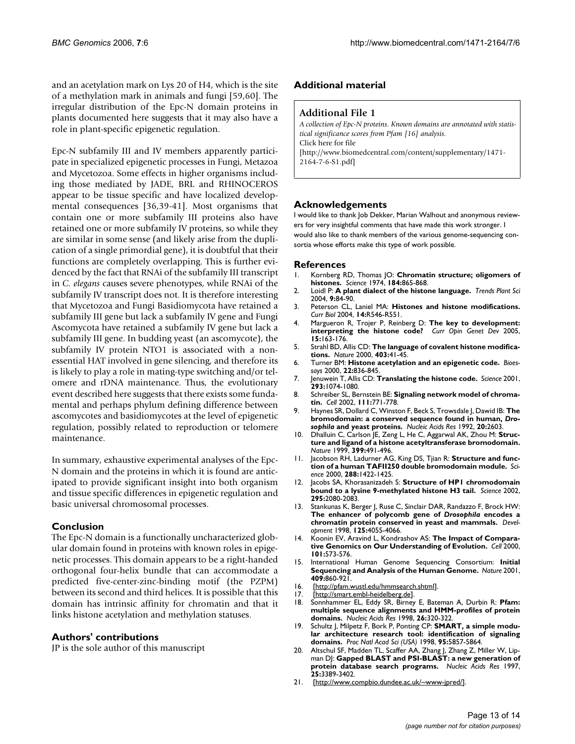and an acetylation mark on Lys 20 of H4, which is the site of a methylation mark in animals and fungi [59,60]. The irregular distribution of the Epc-N domain proteins in plants documented here suggests that it may also have a role in plant-specific epigenetic regulation.

Epc-N subfamily III and IV members apparently participate in specialized epigenetic processes in Fungi, Metazoa and Mycetozoa. Some effects in higher organisms including those mediated by JADE, BRL and RHINOCEROS appear to be tissue specific and have localized developmental consequences [36,39-41]. Most organisms that contain one or more subfamily III proteins also have retained one or more subfamily IV proteins, so while they are similar in some sense (and likely arise from the duplication of a single primordial gene), it is doubtful that their functions are completely overlapping. This is further evidenced by the fact that RNAi of the subfamily III transcript in *C. elegans* causes severe phenotypes, while RNAi of the subfamily IV transcript does not. It is therefore interesting that Mycetozoa and Fungi Basidiomycota have retained a subfamily III gene but lack a subfamily IV gene and Fungi Ascomycota have retained a subfamily IV gene but lack a subfamily III gene. In budding yeast (an ascomycote), the subfamily IV protein NTO1 is associated with a nonessential HAT involved in gene silencing, and therefore its is likely to play a role in mating-type switching and/or telomere and rDNA maintenance. Thus, the evolutionary event described here suggests that there exists some fundamental and perhaps phylum defining difference between ascomycotes and basidiomycotes at the level of epigenetic regulation, possibly related to reproduction or telomere maintenance.

In summary, exhaustive experimental analyses of the Epc-N domain and the proteins in which it is found are anticipated to provide significant insight into both organism and tissue specific differences in epigenetic regulation and basic universal chromosomal processes.

## Conclusion

The Epc-N domain is a functionally uncharacterized globular domain found in proteins with known roles in epigenetic processes. This domain appears to be a right-handed orthogonal four-helix bundle that can accommodate a predicted five-center-zinc-binding motif (the PZPM) between its second and third helices. It is possible that this domain has intrinsic affinity for chromatin and that it links histone acetylation and methylation statuses.

## Authors' contributions

JP is the sole author of this manuscript

## Additional material

**Additional File 1**

*A collection of Epc-N proteins. Known domains are annotated with statistical significance scores from Pfam [16] analysis.*
Click here for file
[http://www.biomedcentral.com/content/supplementary/1471-2164-7-6-S1.pdf]

## Acknowledgements

I would like to thank Job Dekker, Marian Walhout and anonymous reviewers for very insightful comments that have made this work stronger. I would also like to thank members of the various genome-sequencing consortia whose efforts make this type of work possible.

## References

1. Kornberg RD, Thomas JO: **Chromatin structure; oligomers of histones.** *Science* 1974, **184:**865-868.
2. Loidl P: **A plant dialect of the histone language.** *Trends Plant Sci* 2004, **9:**84-90.
3. Peterson CL, Laniel MA: **Histones and histone modifications.** *Curr Biol* 2004, **14:**R546-R551.
4. Margueron R, Trojer P, Reinberg D: **The key to development: interpreting the histone code?** *Curr Opin Genet Dev* 2005, **15:**163-176.
5. Strahl BD, Allis CD: **The language of covalent histone modifications.** *Nature* 2000, **403:**41-45.
6. Turner BM: **Histone acetylation and an epigenetic code.** *Bioessays* 2000, **22:**836-845.
7. Jenuwein T, Allis CD: **Translating the histone code.** *Science* 2001, **293:**1074-1080.
8. Schreiber SL, Bernstein BE: **Signaling network model of chromatin.** *Cell* 2002, **111:**771-778.
9. Haynes SR, Dollard C, Winston F, Beck S, Trowsdale J, Dawid IB: **The bromodomain: a conserved sequence found in human, *Drosophila* and yeast proteins.** *Nucleic Acids Res* 1992, **20:**2603.
10. Dhalluin C, Carlson JE, Zeng L, He C, Aggarwal AK, Zhou M: **Structure and ligand of a histone acetyltransferase bromodomain.** *Nature* 1999, **399:**491-496.
11. Jacobson RH, Ladurner AG, King DS, Tjian R: **Structure and function of a human TAFII250 double bromodomain module.** *Science* 2000, **288:**1422-1425.
12. Jacobs SA, Khorasanizadeh S: **Structure of HP1 chromodomain bound to a lysine 9-methylated histone H3 tail.** *Science* 2002, **295:**2080-2083.
13. Stankunas K, Berger J, Ruse C, Sinclair DAR, Randazzo F, Brock HW: **The enhancer of polycomb gene of *Drosophila* encodes a chromatin protein conserved in yeast and mammals.** *Development* 1998, **125:**4055-4066.
14. Koonin EV, Aravind L, Kondrashov AS: **The Impact of Comparative Genomics on Our Understanding of Evolution.** *Cell* 2000, **101:**573-576.
15. International Human Genome Sequencing Consortium: **Initial Sequencing and Analysis of the Human Genome.** *Nature* 2001, **409:**860-921.
16. [http://pfam.wustl.edu/hmmsearch.shtml].
17. [http://smart.embl-heidelberg.de].
18. Sonnhammer EL, Eddy SR, Birney E, Bateman A, Durbin R: **Pfam: multiple sequence alignments and HMM-profiles of protein domains.** *Nucleic Acids Res* 1998, **26:**320-322.
19. Schultz J, Milpetz F, Bork P, Ponting CP: **SMART, a simple modular architecture research tool: identification of signaling domains.** *Proc Natl Acad Sci (USA)* 1998, **95:**5857-5864.
20. Altschul SF, Madden TL, Scaffer AA, Zhang J, Zhang Z, Miller W, Lipman DJ: **Gapped BLAST and PSI-BLAST: a new generation of protein database search programs.** *Nucleic Acids Res* 1997, **25:**3389-3402.
21. [http://www.compbio.dundee.ac.uk/~www-jpred/].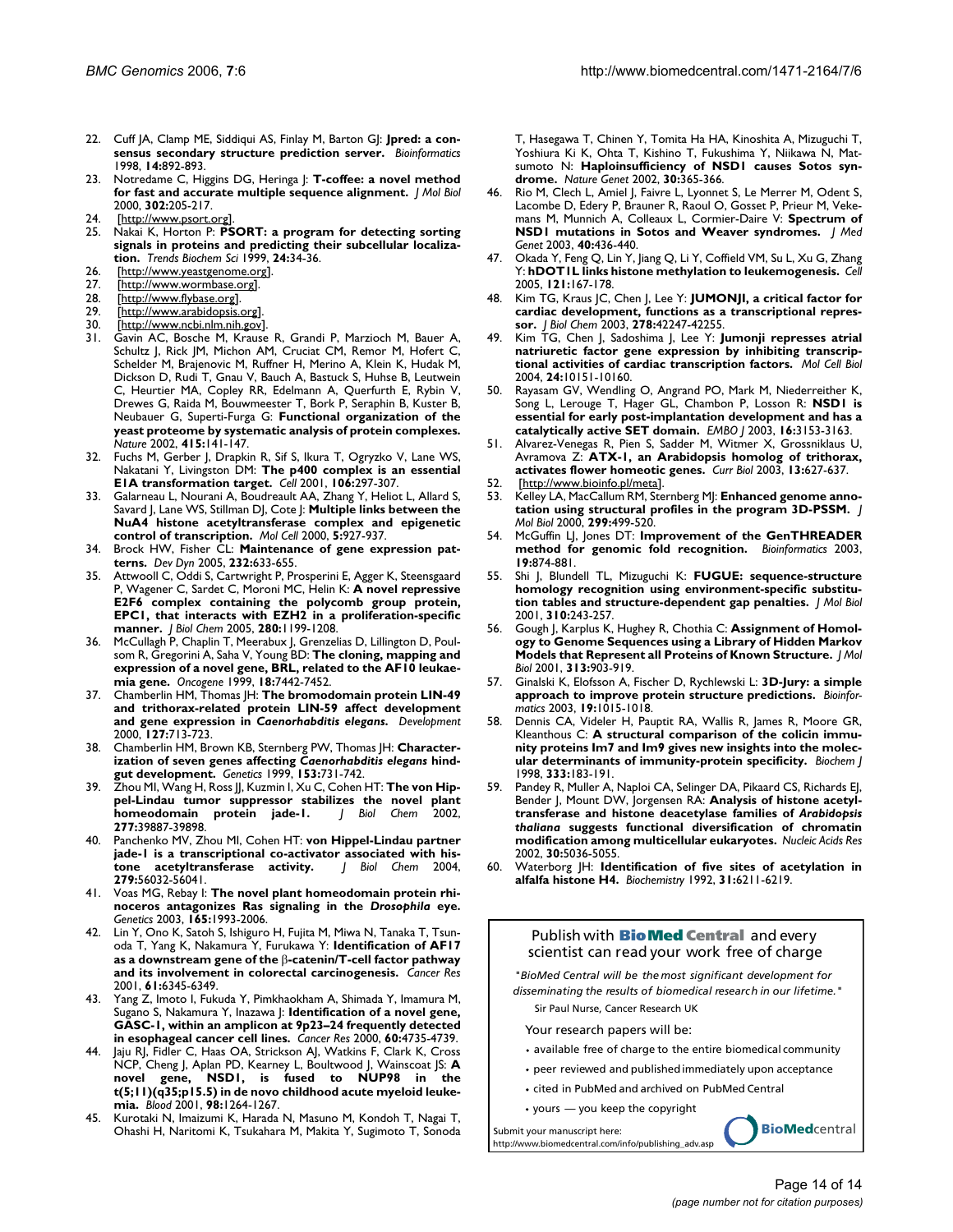22. Cuff JA, Clamp ME, Siddiqui AS, Finlay M, Barton GJ: **Jpred: a consensus secondary structure prediction server.** *Bioinformatics* 1998, **14:**892-893.
23. Notredame C, Higgins DG, Heringa J: **T-coffee: a novel method for fast and accurate multiple sequence alignment.** *J Mol Biol* 2000, **302:**205-217.
24. [http://www.psort.org].
25. Nakai K, Horton P: **PSORT: a program for detecting sorting signals in proteins and predicting their subcellular localization.** *Trends Biochem Sci* 1999, **24:**34-36.
26. [http://www.yeastgenome.org].
27. [http://www.wormbase.org].
28. [http://www.flybase.org].
29. [http://www.arabidopsis.org].
30. [http://www.ncbi.nlm.nih.gov].
31. Gavin AC, Bosche M, Krause R, Grandi P, Marzioch M, Bauer A, Schultz J, Rick JM, Michon AM, Cruciat CM, Remor M, Hofert C, Schelder M, Brajenovic M, Ruffner H, Merino A, Klein K, Hudak M, Dickson D, Rudi T, Gnau V, Bauch A, Bastuck S, Huhse B, Leutwein C, Heurtier MA, Copley RR, Edelmann A, Querfurth E, Rybin V, Drewes G, Raida M, Bouwmeester T, Bork P, Seraphin B, Kuster B, Neubauer G, Superti-Furga G: **Functional organization of the yeast proteome by systematic analysis of protein complexes.** *Nature* 2002, **415:**141-147.
32. Fuchs M, Gerber J, Drapkin R, Sif S, Ikura T, Ogryzko V, Lane WS, Nakatani Y, Livingston DM: **The p400 complex is an essential E1A transformation target.** *Cell* 2001, **106:**297-307.
33. Galarneau L, Nourani A, Boudreault AA, Zhang Y, Heliot L, Allard S, Savard J, Lane WS, Stillman DJ, Cote J: **Multiple links between the NuA4 histone acetyltransferase complex and epigenetic control of transcription.** *Mol Cell* 2000, **5:**927-937.
34. Brock HW, Fisher CL: **Maintenance of gene expression patterns.** *Dev Dyn* 2005, **232:**633-655.
35. Attwooll C, Oddi S, Cartwright P, Prosperini E, Agger K, Steensgaard P, Wagener C, Sardet C, Moroni MC, Helin K: **A novel repressive E2F6 complex containing the polycomb group protein, EPC1, that interacts with EZH2 in a proliferation-specific manner.** *J Biol Chem* 2005, **280:**1199-1208.
36. McCullagh P, Chaplin T, Meerabux J, Grenzelias D, Lillington D, Poulsom R, Gregorini A, Saha V, Young BD: **The cloning, mapping and expression of a novel gene, BRL, related to the AF10 leukaemia gene.** *Oncogene* 1999, **18:**7442-7452.
37. Chamberlin HM, Thomas JH: **The bromodomain protein LIN-49 and trithorax-related protein LIN-59 affect development and gene expression in *Caenorhabditis elegans*.** *Development* 2000, **127:**713-723.
38. Chamberlin HM, Brown KB, Sternberg PW, Thomas JH: **Characterization of seven genes affecting *Caenorhabditis elegans* hindgut development.** *Genetics* 1999, **153:**731-742.
39. Zhou MI, Wang H, Ross JJ, Kuzmin I, Xu C, Cohen HT: **The von Hippel-Lindau tumor suppressor stabilizes the novel plant homeodomain protein jade-1.** *J Biol Chem* 2002, **277:**39887-39898.
40. Panchenko MV, Zhou MI, Cohen HT: **von Hippel-Lindau partner jade-1 is a transcriptional co-activator associated with histone acetyltransferase activity.** *J Biol Chem* 2004, **279:**56032-56041.
41. Voas MG, Rebay I: **The novel plant homeodomain protein rhinoceros antagonizes Ras signaling in the *Drosophila* eye.** *Genetics* 2003, **165:**1993-2006.
42. Lin Y, Ono K, Satoh S, Ishiguro H, Fujita M, Miwa N, Tanaka T, Tsunoda T, Yang K, Nakamura Y, Furukawa Y: **Identification of AF17 as a downstream gene of the β-catenin/T-cell factor pathway and its involvement in colorectal carcinogenesis.** *Cancer Res* 2001, **61:**6345-6349.
43. Yang Z, Imoto I, Fukuda Y, Pimkhaokham A, Shimada Y, Imamura M, Sugano S, Nakamura Y, Inazawa J: **Identification of a novel gene, GASC-1, within an amplicon at 9p23–24 frequently detected in esophageal cancer cell lines.** *Cancer Res* 2000, **60:**4735-4739.
44. Jaju RJ, Fidler C, Haas OA, Strickson AJ, Watkins F, Clark K, Cross NCP, Cheng J, Aplan PD, Kearney L, Boultwood J, Wainscoat JS: **A novel gene, NSD1, is fused to NUP98 in the t(5;11)(q35;p15.5) in de novo childhood acute myeloid leukemia.** *Blood* 2001, **98:**1264-1267.
45. Kurotaki N, Imaizumi K, Harada N, Masuno M, Kondoh T, Nagai T, Ohashi H, Naritomi K, Tsukahara M, Makita Y, Sugimoto T, Sonoda T, Hasegawa T, Chinen Y, Tomita Ha HA, Kinoshita A, Mizuguchi T, Yoshiura Ki K, Ohta T, Kishino T, Fukushima Y, Niikawa N, Matsumoto N: **Haploinsufficiency of NSD1 causes Sotos syndrome.** *Nature Genet* 2002, **30:**365-366.
46. Rio M, Clech L, Amiel J, Faivre L, Lyonnet S, Le Merrer M, Odent S, Lacombe D, Edery P, Brauner R, Raoul O, Gosset P, Prieur M, Vekemans M, Munnich A, Colleaux L, Cormier-Daire V: **Spectrum of NSD1 mutations in Sotos and Weaver syndromes.** *J Med Genet* 2003, **40:**436-440.
47. Okada Y, Feng Q, Lin Y, Jiang Q, Li Y, Coffield VM, Su L, Xu G, Zhang Y: **hDOT1L links histone methylation to leukemogenesis.** *Cell* 2005, **121:**167-178.
48. Kim TG, Kraus JC, Chen J, Lee Y: **JUMONJI, a critical factor for cardiac development, functions as a transcriptional repressor.** *J Biol Chem* 2003, **278:**42247-42255.
49. Kim TG, Chen J, Sadoshima J, Lee Y: **Jumonji represses atrial natriuretic factor gene expression by inhibiting transcriptional activities of cardiac transcription factors.** *Mol Cell Biol* 2004, **24:**10151-10160.
50. Rayasam GV, Wendling O, Angrand PO, Mark M, Niederreither K, Song L, Lerouge T, Hager GL, Chambon P, Losson R: **NSD1 is essential for early post-implantation development and has a catalytically active SET domain.** *EMBO J* 2003, **16:**3153-3163.
51. Alvarez-Venegas R, Pien S, Sadder M, Witmer X, Grossniklaus U, Avramova Z: **ATX-1, an Arabidopsis homolog of trithorax, activates flower homeotic genes.** *Curr Biol* 2003, **13:**627-637.
52. [http://www.bioinfo.pl/meta].
53. Kelley LA, MacCallum RM, Sternberg MJ: **Enhanced genome annotation using structural profiles in the program 3D-PSSM.** *J Mol Biol* 2000, **299:**499-520.
54. McGuffin LJ, Jones DT: **Improvement of the GenTHREADER method for genomic fold recognition.** *Bioinformatics* 2003, **19:**874-881.
55. Shi J, Blundell TL, Mizuguchi K: **FUGUE: sequence-structure homology recognition using environment-specific substitution tables and structure-dependent gap penalties.** *J Mol Biol* 2001, **310:**243-257.
56. Gough J, Karplus K, Hughey R, Chothia C: **Assignment of Homology to Genome Sequences using a Library of Hidden Markov Models that Represent all Proteins of Known Structure.** *J Mol Biol* 2001, **313:**903-919.
57. Ginalski K, Elofsson A, Fischer D, Rychlewski L: **3D-Jury: a simple approach to improve protein structure predictions.** *Bioinformatics* 2003, **19:**1015-1018.
58. Dennis CA, Videler H, Pauptit RA, Wallis R, James R, Moore GR, Kleanthous C: **A structural comparison of the colicin immunity proteins Im7 and Im9 gives new insights into the molecular determinants of immunity-protein specificity.** *Biochem J* 1998, **333:**183-191.
59. Pandey R, Muller A, Napoli CA, Selinger DA, Pikaard CS, Richards EJ, Bender J, Mount DW, Jorgensen RA: **Analysis of histone acetyltransferase and histone deacetylase families of *Arabidopsis thaliana* suggests functional diversification of chromatin modification among multicellular eukaryotes.** *Nucleic Acids Res* 2002, **30:**5036-5055.
60. Waterborg JH: **Identification of five sites of acetylation in alfalfa histone H4.** *Biochemistry* 1992, **31:**6211-6219.

Publish with **BioMed Central** and every scientist can read your work free of charge

*"BioMed Central will be the most significant development for disseminating the results of biomedical research in our lifetime."*

Sir Paul Nurse, Cancer Research UK

Your research papers will be:

- available free of charge to the entire biomedical community
- peer reviewed and published immediately upon acceptance
- cited in PubMed and archived on PubMed Central
- yours — you keep the copyright

Submit your manuscript here:
http://www.biomedcentral.com/info/publishing_adv.asp

BioMedcentral